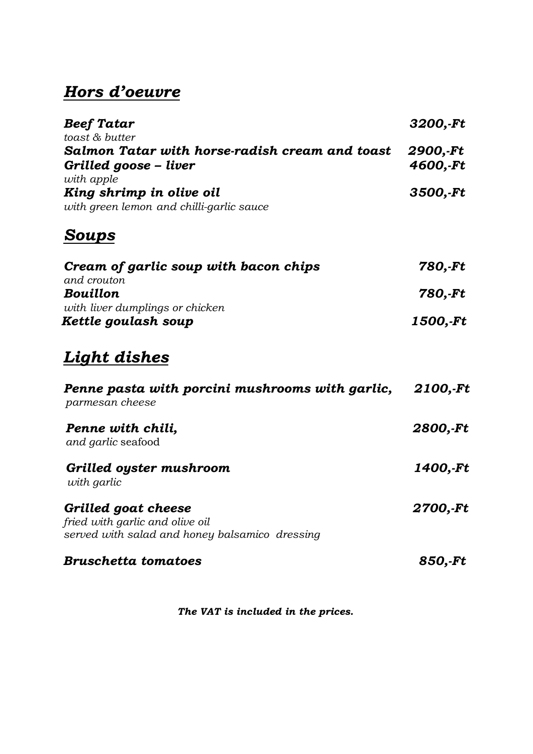## ***Hors d'oeuvre***

***Beef Tatar*** ***3200,-Ft***
*toast & butter*

***Salmon Tatar with horse-radish cream and toast*** ***2900,-Ft***

***Grilled goose – liver*** ***4600,-Ft***
*with apple*

***King shrimp in olive oil*** ***3500,-Ft***
*with green lemon and chilli-garlic sauce*

## ***Soups***

***Cream of garlic soup with bacon chips*** ***780,-Ft***
*and crouton*

***Bouillon*** ***780,-Ft***
*with liver dumplings or chicken*

***Kettle goulash soup*** ***1500,-Ft***

## ***Light dishes***

***Penne pasta with porcini mushrooms with garlic,*** ***2100,-Ft***
*parmesan cheese*

***Penne with chili,*** ***2800,-Ft***
*and garlic* seafood

***Grilled oyster mushroom*** ***1400,-Ft***
*with garlic*

***Grilled goat cheese*** ***2700,-Ft***
*fried with garlic and olive oil*
*served with salad and honey balsamico dressing*

***Bruschetta tomatoes*** ***850,-Ft***

***The VAT is included in the prices.***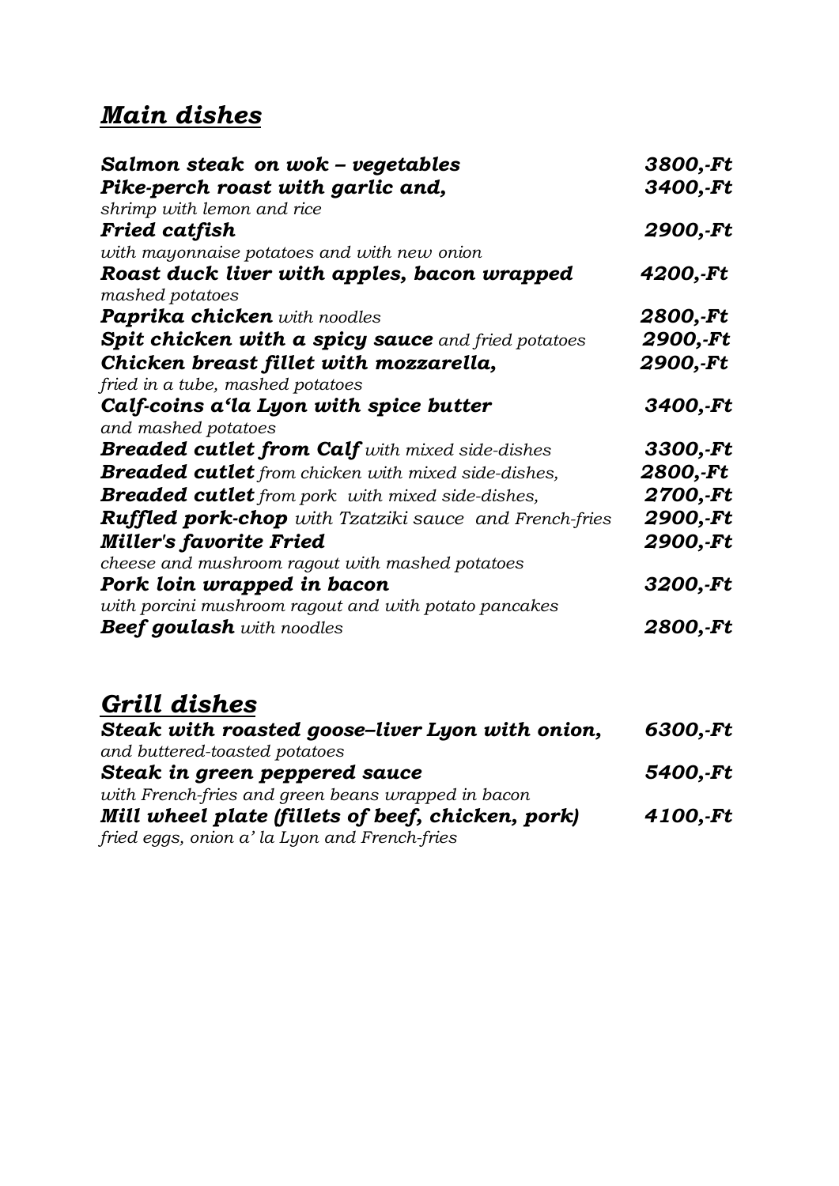## *Main dishes*

| | |
|---|---|
| ***Salmon steak on wok – vegetables*** | ***3800,-Ft*** |
| ***Pike-perch roast with garlic and,*** <br> *shrimp with lemon and rice* | ***3400,-Ft*** |
| ***Fried catfish*** <br> *with mayonnaise potatoes and with new onion* | ***2900,-Ft*** |
| ***Roast duck liver with apples, bacon wrapped*** <br> *mashed potatoes* | ***4200,-Ft*** |
| ***Paprika chicken*** *with noodles* | ***2800,-Ft*** |
| ***Spit chicken with a spicy sauce*** *and fried potatoes* | ***2900,-Ft*** |
| ***Chicken breast fillet with mozzarella,*** <br> *fried in a tube, mashed potatoes* | ***2900,-Ft*** |
| ***Calf-coins a'la Lyon with spice butter*** <br> *and mashed potatoes* | ***3400,-Ft*** |
| ***Breaded cutlet from Calf*** *with mixed side-dishes* | ***3300,-Ft*** |
| ***Breaded cutlet*** *from chicken with mixed side-dishes,* | ***2800,-Ft*** |
| ***Breaded cutlet*** *from pork with mixed side-dishes,* | ***2700,-Ft*** |
| ***Ruffled pork-chop*** *with Tzatziki sauce and French-fries* | ***2900,-Ft*** |
| ***Miller's favorite Fried*** <br> *cheese and mushroom ragout with mashed potatoes* | ***2900,-Ft*** |
| ***Pork loin wrapped in bacon*** <br> *with porcini mushroom ragout and with potato pancakes* | ***3200,-Ft*** |
| ***Beef goulash*** *with noodles* | ***2800,-Ft*** |

## *Grill dishes*

| | |
|---|---|
| ***Steak with roasted goose–liver Lyon with onion,*** <br> *and buttered-toasted potatoes* | ***6300,-Ft*** |
| ***Steak in green peppered sauce*** <br> *with French-fries and green beans wrapped in bacon* | ***5400,-Ft*** |
| ***Mill wheel plate (fillets of beef, chicken, pork)*** <br> *fried eggs, onion a' la Lyon and French-fries* | ***4100,-Ft*** |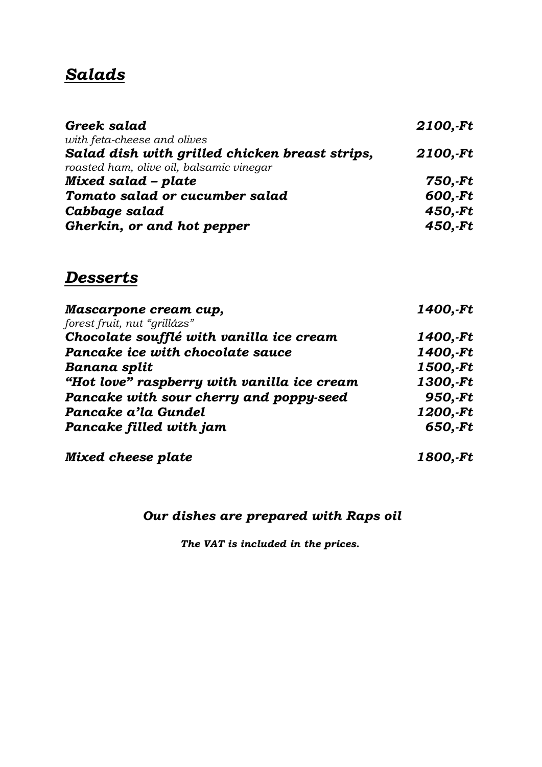## *Salads*

| | |
|---|---|
| ***Greek salad***<br>*with feta-cheese and olives* | ***2100,-Ft*** |
| ***Salad dish with grilled chicken breast strips,***<br>*roasted ham, olive oil, balsamic vinegar* | ***2100,-Ft*** |
| ***Mixed salad – plate*** | ***750,-Ft*** |
| ***Tomato salad or cucumber salad*** | ***600,-Ft*** |
| ***Cabbage salad*** | ***450,-Ft*** |
| ***Gherkin, or and hot pepper*** | ***450,-Ft*** |

## *Desserts*

| | |
|---|---|
| ***Mascarpone cream cup,***<br>*forest fruit, nut "grillázs"* | ***1400,-Ft*** |
| ***Chocolate soufflé with vanilla ice cream*** | ***1400,-Ft*** |
| ***Pancake ice with chocolate sauce*** | ***1400,-Ft*** |
| ***Banana split*** | ***1500,-Ft*** |
| ***"Hot love" raspberry with vanilla ice cream*** | ***1300,-Ft*** |
| ***Pancake with sour cherry and poppy-seed*** | ***950,-Ft*** |
| ***Pancake a'la Gundel*** | ***1200,-Ft*** |
| ***Pancake filled with jam*** | ***650,-Ft*** |
| ***Mixed cheese plate*** | ***1800,-Ft*** |

***Our dishes are prepared with Raps oil***

***The VAT is included in the prices.***